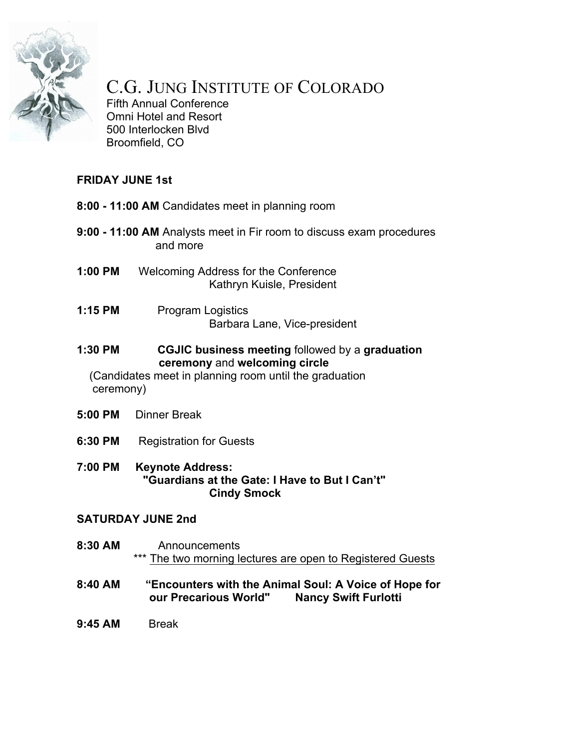# C.G. JUNG INSTITUTE OF COLORADO

Fifth Annual Conference
Omni Hotel and Resort
500 Interlocken Blvd
Broomfield, CO

## FRIDAY JUNE 1st

**8:00 - 11:00 AM** Candidates meet in planning room

**9:00 - 11:00 AM** Analysts meet in Fir room to discuss exam procedures and more

**1:00 PM** Welcoming Address for the Conference
Kathryn Kuisle, President

**1:15 PM** Program Logistics
Barbara Lane, Vice-president

**1:30 PM** **CGJIC business meeting** followed by a **graduation ceremony** and **welcoming circle**
(Candidates meet in planning room until the graduation ceremony)

**5:00 PM** Dinner Break

**6:30 PM** Registration for Guests

**7:00 PM** **Keynote Address:**
**"Guardians at the Gate: I Have to But I Can't"**
**Cindy Smock**

## SATURDAY JUNE 2nd

**8:30 AM** Announcements
*** The two morning lectures are open to Registered Guests

**8:40 AM** **"Encounters with the Animal Soul: A Voice of Hope for our Precarious World"** **Nancy Swift Furlotti**

**9:45 AM** Break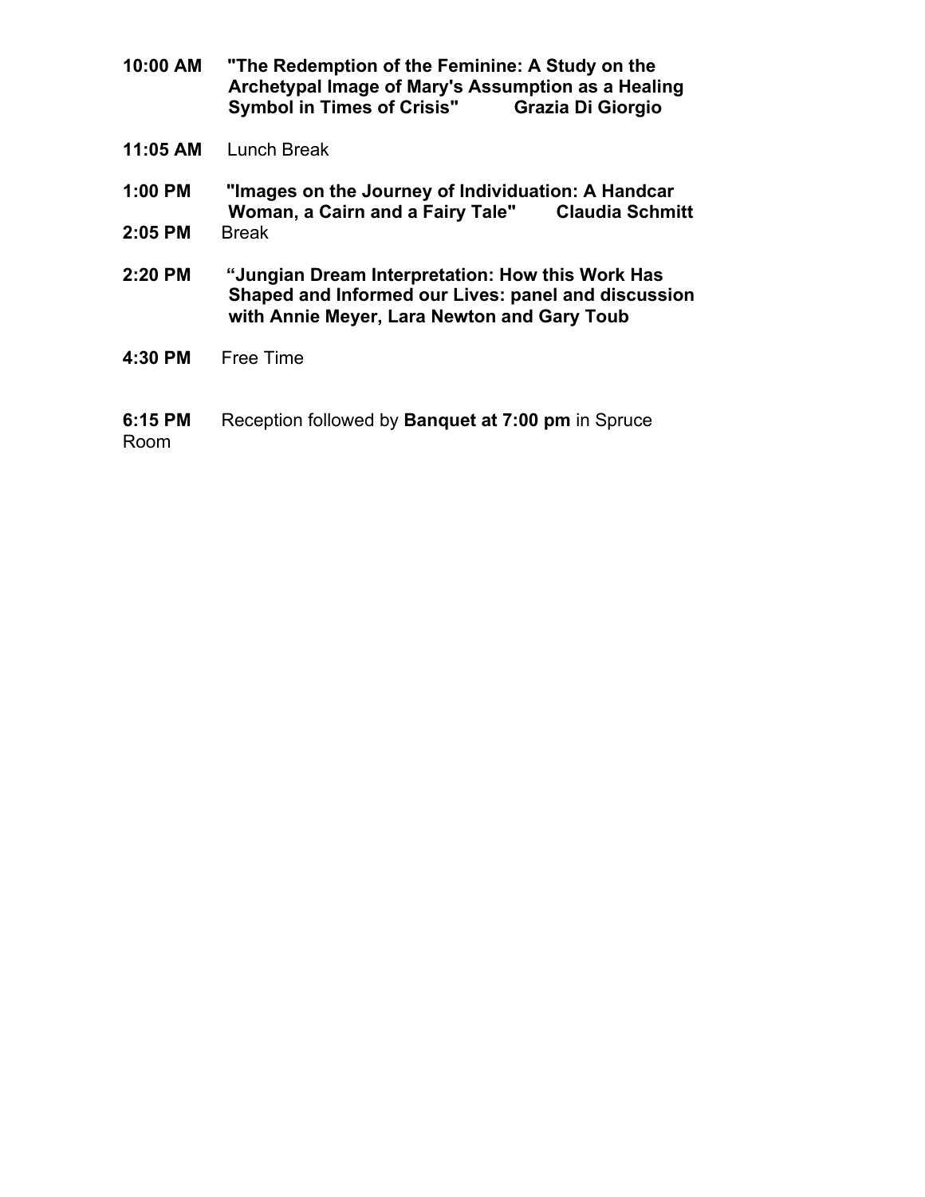**10:00 AM** **"The Redemption of the Feminine: A Study on the Archetypal Image of Mary's Assumption as a Healing Symbol in Times of Crisis"** **Grazia Di Giorgio**

**11:05 AM** Lunch Break

**1:00 PM** **"Images on the Journey of Individuation: A Handcar Woman, a Cairn and a Fairy Tale"** **Claudia Schmitt**

**2:05 PM** Break

**2:20 PM** **“Jungian Dream Interpretation: How this Work Has Shaped and Informed our Lives: panel and discussion with Annie Meyer, Lara Newton and Gary Toub**

**4:30 PM** Free Time

**6:15 PM** Reception followed by **Banquet at 7:00 pm** in Spruce Room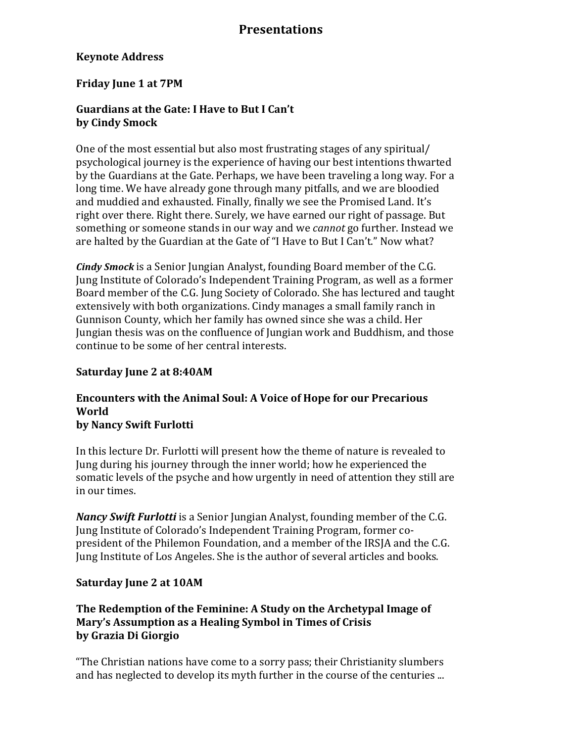# Presentations

**Keynote Address**

**Friday June 1 at 7PM**

**Guardians at the Gate: I Have to But I Can't**
**by Cindy Smock**

One of the most essential but also most frustrating stages of any spiritual/ psychological journey is the experience of having our best intentions thwarted by the Guardians at the Gate. Perhaps, we have been traveling a long way. For a long time. We have already gone through many pitfalls, and we are bloodied and muddied and exhausted. Finally, finally we see the Promised Land. It's right over there. Right there. Surely, we have earned our right of passage. But something or someone stands in our way and we *cannot* go further. Instead we are halted by the Guardian at the Gate of "I Have to But I Can't." Now what?

***Cindy Smock*** is a Senior Jungian Analyst, founding Board member of the C.G. Jung Institute of Colorado's Independent Training Program, as well as a former Board member of the C.G. Jung Society of Colorado. She has lectured and taught extensively with both organizations. Cindy manages a small family ranch in Gunnison County, which her family has owned since she was a child. Her Jungian thesis was on the confluence of Jungian work and Buddhism, and those continue to be some of her central interests.

**Saturday June 2 at 8:40AM**

**Encounters with the Animal Soul: A Voice of Hope for our Precarious World**
**by Nancy Swift Furlotti**

In this lecture Dr. Furlotti will present how the theme of nature is revealed to Jung during his journey through the inner world; how he experienced the somatic levels of the psyche and how urgently in need of attention they still are in our times.

***Nancy Swift Furlotti*** is a Senior Jungian Analyst, founding member of the C.G. Jung Institute of Colorado's Independent Training Program, former co-president of the Philemon Foundation, and a member of the IRSJA and the C.G. Jung Institute of Los Angeles. She is the author of several articles and books.

**Saturday June 2 at 10AM**

**The Redemption of the Feminine: A Study on the Archetypal Image of Mary's Assumption as a Healing Symbol in Times of Crisis**
**by Grazia Di Giorgio**

"The Christian nations have come to a sorry pass; their Christianity slumbers and has neglected to develop its myth further in the course of the centuries ...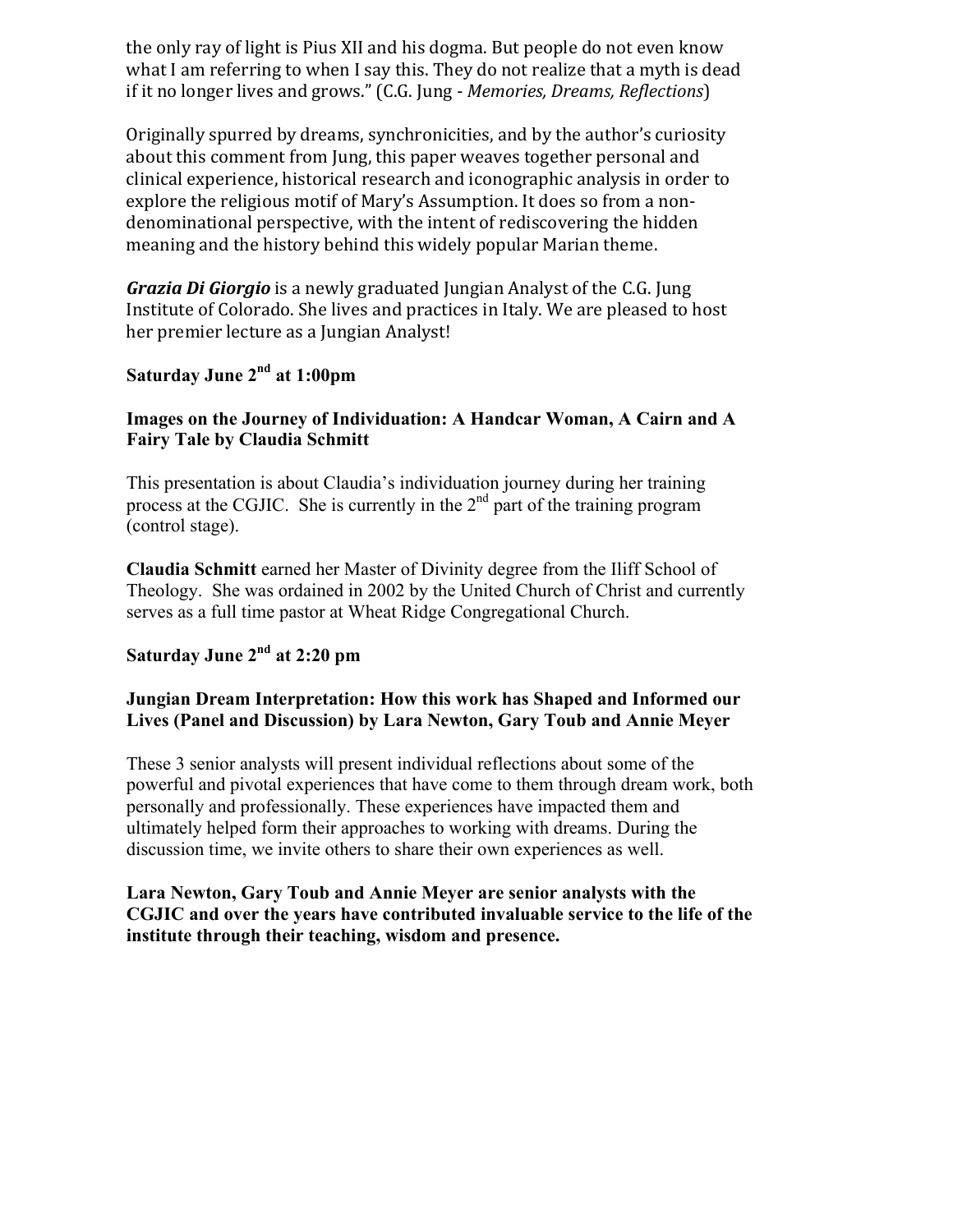the only ray of light is Pius XII and his dogma. But people do not even know what I am referring to when I say this. They do not realize that a myth is dead if it no longer lives and grows." (C.G. Jung - *Memories, Dreams, Reflections*)

Originally spurred by dreams, synchronicities, and by the author's curiosity about this comment from Jung, this paper weaves together personal and clinical experience, historical research and iconographic analysis in order to explore the religious motif of Mary's Assumption. It does so from a non-denominational perspective, with the intent of rediscovering the hidden meaning and the history behind this widely popular Marian theme.

***Grazia Di Giorgio*** is a newly graduated Jungian Analyst of the C.G. Jung Institute of Colorado. She lives and practices in Italy. We are pleased to host her premier lecture as a Jungian Analyst!

**Saturday June 2nd at 1:00pm**

**Images on the Journey of Individuation: A Handcar Woman, A Cairn and A Fairy Tale by Claudia Schmitt**

This presentation is about Claudia's individuation journey during her training process at the CGJIC. She is currently in the 2nd part of the training program (control stage).

**Claudia Schmitt** earned her Master of Divinity degree from the Iliff School of Theology. She was ordained in 2002 by the United Church of Christ and currently serves as a full time pastor at Wheat Ridge Congregational Church.

**Saturday June 2nd at 2:20 pm**

**Jungian Dream Interpretation: How this work has Shaped and Informed our Lives (Panel and Discussion) by Lara Newton, Gary Toub and Annie Meyer**

These 3 senior analysts will present individual reflections about some of the powerful and pivotal experiences that have come to them through dream work, both personally and professionally. These experiences have impacted them and ultimately helped form their approaches to working with dreams. During the discussion time, we invite others to share their own experiences as well.

**Lara Newton, Gary Toub and Annie Meyer are senior analysts with the CGJIC and over the years have contributed invaluable service to the life of the institute through their teaching, wisdom and presence.**